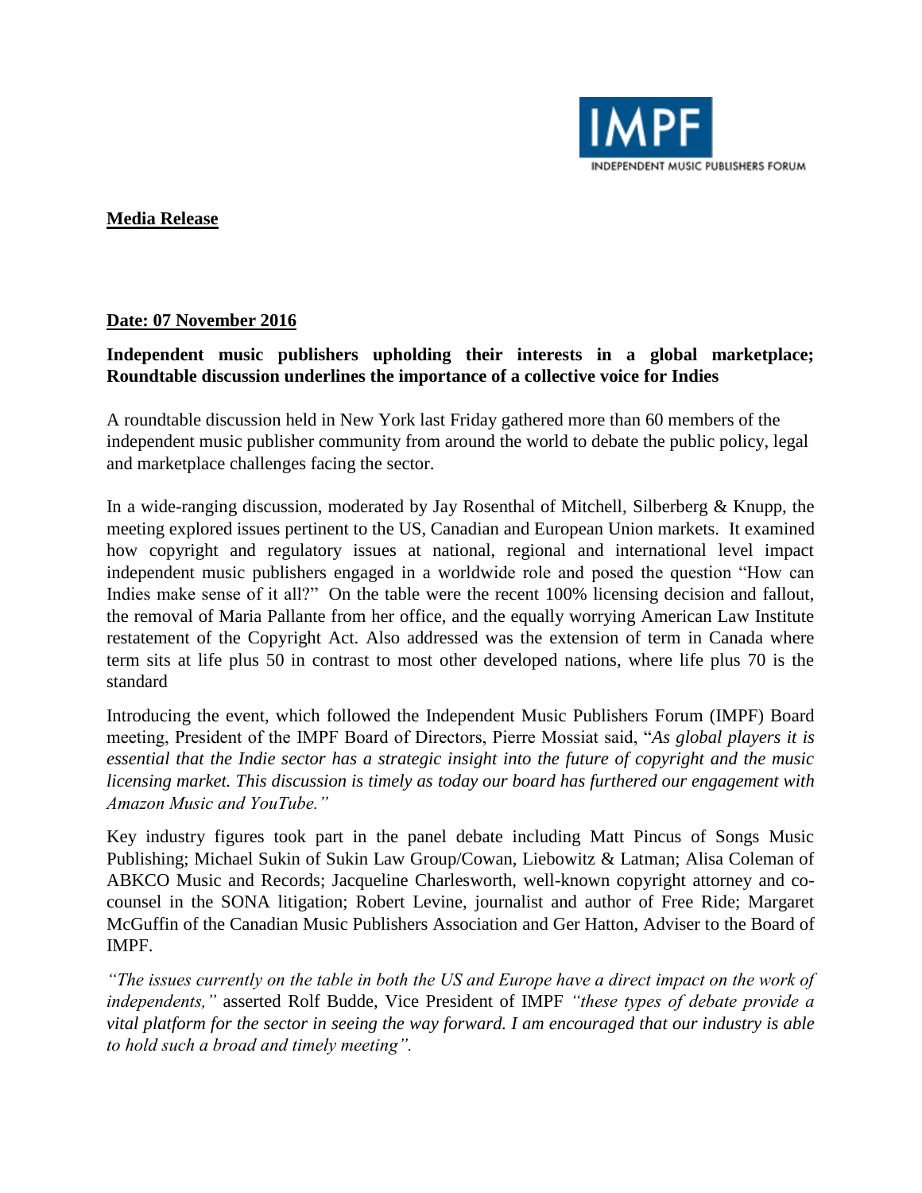IMPF
INDEPENDENT MUSIC PUBLISHERS FORUM

**Media Release**

**Date: 07 November 2016**

**Independent music publishers upholding their interests in a global marketplace; Roundtable discussion underlines the importance of a collective voice for Indies**

A roundtable discussion held in New York last Friday gathered more than 60 members of the independent music publisher community from around the world to debate the public policy, legal and marketplace challenges facing the sector.

In a wide-ranging discussion, moderated by Jay Rosenthal of Mitchell, Silberberg & Knupp, the meeting explored issues pertinent to the US, Canadian and European Union markets. It examined how copyright and regulatory issues at national, regional and international level impact independent music publishers engaged in a worldwide role and posed the question "How can Indies make sense of it all?" On the table were the recent 100% licensing decision and fallout, the removal of Maria Pallante from her office, and the equally worrying American Law Institute restatement of the Copyright Act. Also addressed was the extension of term in Canada where term sits at life plus 50 in contrast to most other developed nations, where life plus 70 is the standard

Introducing the event, which followed the Independent Music Publishers Forum (IMPF) Board meeting, President of the IMPF Board of Directors, Pierre Mossiat said, "*As global players it is essential that the Indie sector has a strategic insight into the future of copyright and the music licensing market. This discussion is timely as today our board has furthered our engagement with Amazon Music and YouTube."*

Key industry figures took part in the panel debate including Matt Pincus of Songs Music Publishing; Michael Sukin of Sukin Law Group/Cowan, Liebowitz & Latman; Alisa Coleman of ABKCO Music and Records; Jacqueline Charlesworth, well-known copyright attorney and co-counsel in the SONA litigation; Robert Levine, journalist and author of Free Ride; Margaret McGuffin of the Canadian Music Publishers Association and Ger Hatton, Adviser to the Board of IMPF.

*"The issues currently on the table in both the US and Europe have a direct impact on the work of independents,"* asserted Rolf Budde, Vice President of IMPF *"these types of debate provide a vital platform for the sector in seeing the way forward. I am encouraged that our industry is able to hold such a broad and timely meeting".*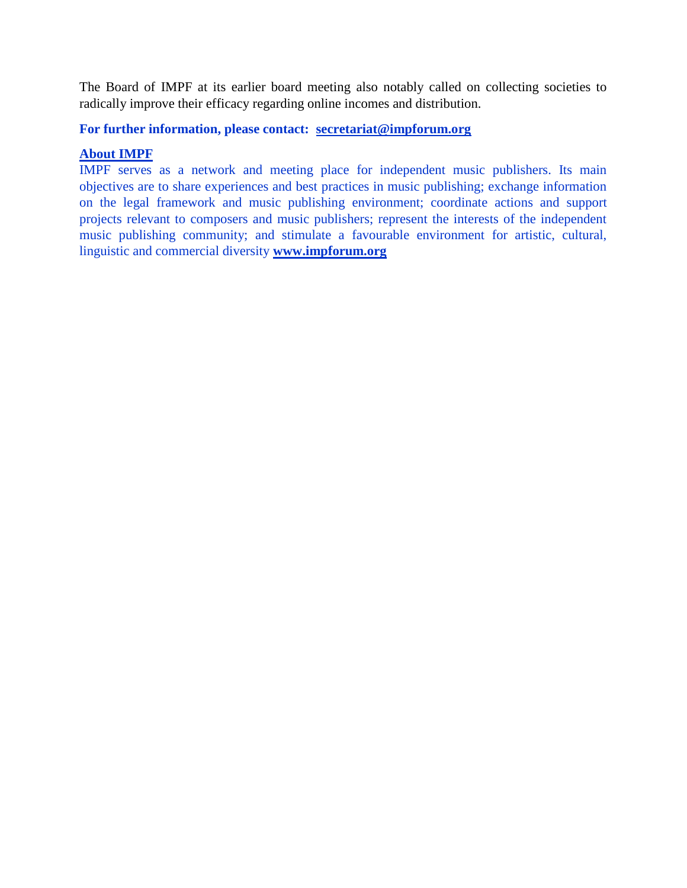The Board of IMPF at its earlier board meeting also notably called on collecting societies to radically improve their efficacy regarding online incomes and distribution.

**For further information, please contact: secretariat@impforum.org**

**About IMPF**

IMPF serves as a network and meeting place for independent music publishers. Its main objectives are to share experiences and best practices in music publishing; exchange information on the legal framework and music publishing environment; coordinate actions and support projects relevant to composers and music publishers; represent the interests of the independent music publishing community; and stimulate a favourable environment for artistic, cultural, linguistic and commercial diversity **www.impforum.org**